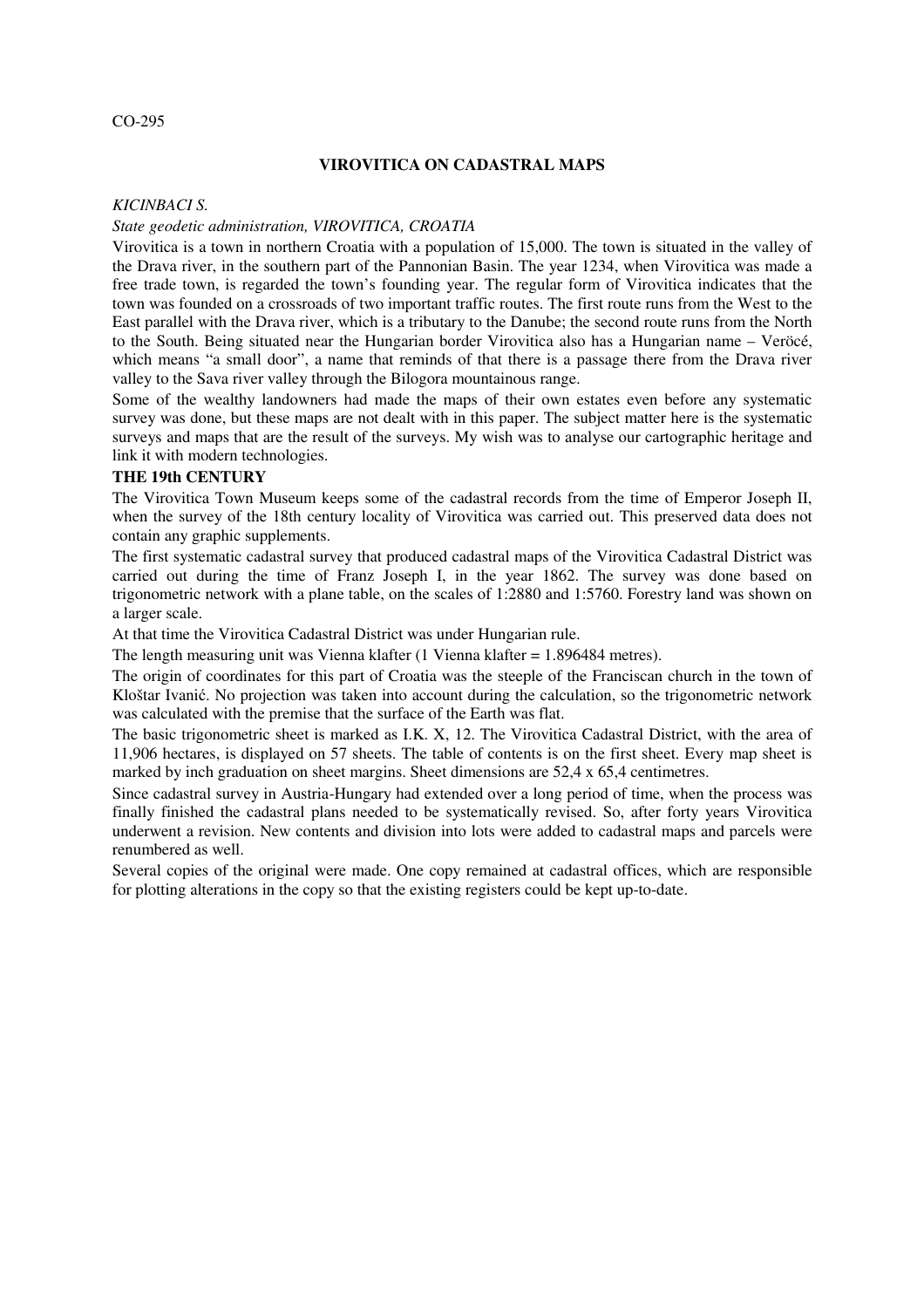CO-295

# VIROVITICA ON CADASTRAL MAPS

*KICINBACI S.*

*State geodetic administration, VIROVITICA, CROATIA*

Virovitica is a town in northern Croatia with a population of 15,000. The town is situated in the valley of the Drava river, in the southern part of the Pannonian Basin. The year 1234, when Virovitica was made a free trade town, is regarded the town's founding year. The regular form of Virovitica indicates that the town was founded on a crossroads of two important traffic routes. The first route runs from the West to the East parallel with the Drava river, which is a tributary to the Danube; the second route runs from the North to the South. Being situated near the Hungarian border Virovitica also has a Hungarian name – Verӧcé, which means "a small door", a name that reminds of that there is a passage there from the Drava river valley to the Sava river valley through the Bilogora mountainous range.

Some of the wealthy landowners had made the maps of their own estates even before any systematic survey was done, but these maps are not dealt with in this paper. The subject matter here is the systematic surveys and maps that are the result of the surveys. My wish was to analyse our cartographic heritage and link it with modern technologies.

## THE 19th CENTURY

The Virovitica Town Museum keeps some of the cadastral records from the time of Emperor Joseph II, when the survey of the 18th century locality of Virovitica was carried out. This preserved data does not contain any graphic supplements.

The first systematic cadastral survey that produced cadastral maps of the Virovitica Cadastral District was carried out during the time of Franz Joseph I, in the year 1862. The survey was done based on trigonometric network with a plane table, on the scales of 1:2880 and 1:5760. Forestry land was shown on a larger scale.

At that time the Virovitica Cadastral District was under Hungarian rule.

The length measuring unit was Vienna klafter (1 Vienna klafter = 1.896484 metres).

The origin of coordinates for this part of Croatia was the steeple of the Franciscan church in the town of Kloštar Ivanić. No projection was taken into account during the calculation, so the trigonometric network was calculated with the premise that the surface of the Earth was flat.

The basic trigonometric sheet is marked as I.K. X, 12. The Virovitica Cadastral District, with the area of 11,906 hectares, is displayed on 57 sheets. The table of contents is on the first sheet. Every map sheet is marked by inch graduation on sheet margins. Sheet dimensions are 52,4 x 65,4 centimetres.

Since cadastral survey in Austria-Hungary had extended over a long period of time, when the process was finally finished the cadastral plans needed to be systematically revised. So, after forty years Virovitica underwent a revision. New contents and division into lots were added to cadastral maps and parcels were renumbered as well.

Several copies of the original were made. One copy remained at cadastral offices, which are responsible for plotting alterations in the copy so that the existing registers could be kept up-to-date.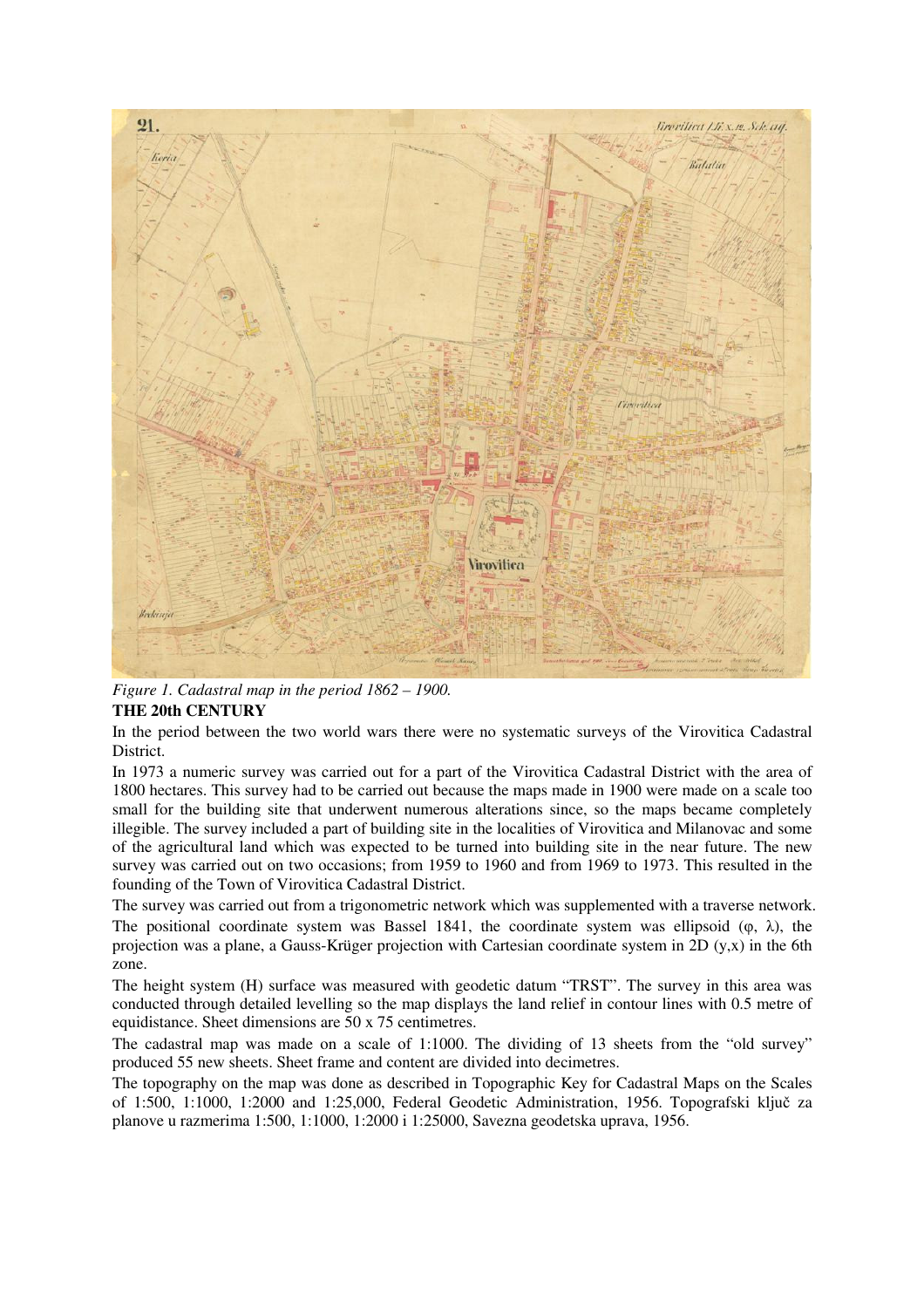*Figure 1. Cadastral map in the period 1862 – 1900.*

## THE 20th CENTURY

In the period between the two world wars there were no systematic surveys of the Virovitica Cadastral District.

In 1973 a numeric survey was carried out for a part of the Virovitica Cadastral District with the area of 1800 hectares. This survey had to be carried out because the maps made in 1900 were made on a scale too small for the building site that underwent numerous alterations since, so the maps became completely illegible. The survey included a part of building site in the localities of Virovitica and Milanovac and some of the agricultural land which was expected to be turned into building site in the near future. The new survey was carried out on two occasions; from 1959 to 1960 and from 1969 to 1973. This resulted in the founding of the Town of Virovitica Cadastral District.

The survey was carried out from a trigonometric network which was supplemented with a traverse network. The positional coordinate system was Bassel 1841, the coordinate system was ellipsoid (φ, λ), the projection was a plane, a Gauss-Krüger projection with Cartesian coordinate system in 2D (y,x) in the 6th zone.

The height system (H) surface was measured with geodetic datum "TRST". The survey in this area was conducted through detailed levelling so the map displays the land relief in contour lines with 0.5 metre of equidistance. Sheet dimensions are 50 x 75 centimetres.

The cadastral map was made on a scale of 1:1000. The dividing of 13 sheets from the "old survey" produced 55 new sheets. Sheet frame and content are divided into decimetres.

The topography on the map was done as described in Topographic Key for Cadastral Maps on the Scales of 1:500, 1:1000, 1:2000 and 1:25,000, Federal Geodetic Administration, 1956. Topografski ključ za planove u razmerima 1:500, 1:1000, 1:2000 i 1:25000, Savezna geodetska uprava, 1956.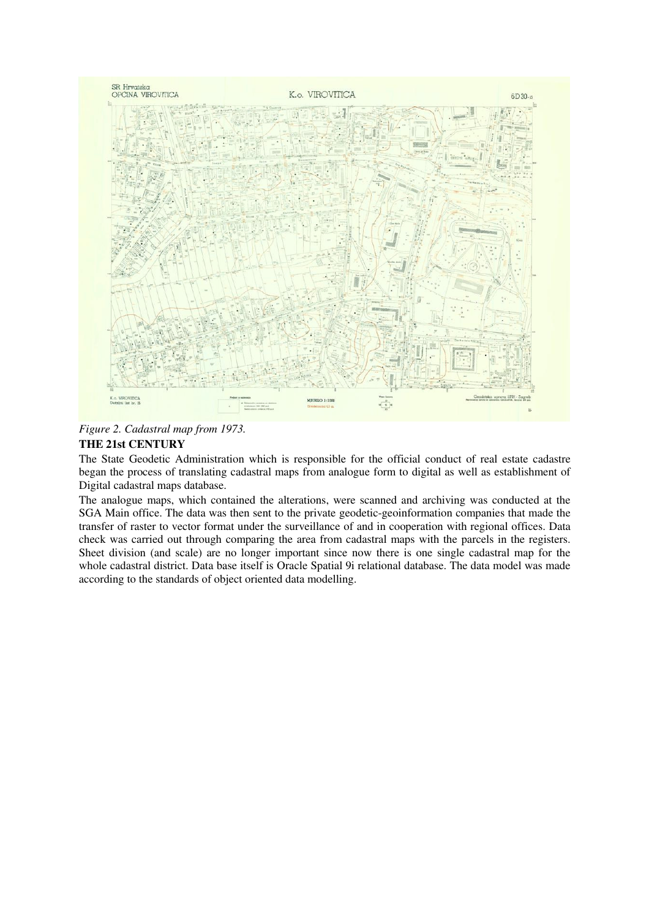*Figure 2. Cadastral map from 1973.*

**THE 21st CENTURY**

The State Geodetic Administration which is responsible for the official conduct of real estate cadastre began the process of translating cadastral maps from analogue form to digital as well as establishment of Digital cadastral maps database.

The analogue maps, which contained the alterations, were scanned and archiving was conducted at the SGA Main office. The data was then sent to the private geodetic-geoinformation companies that made the transfer of raster to vector format under the surveillance of and in cooperation with regional offices. Data check was carried out through comparing the area from cadastral maps with the parcels in the registers. Sheet division (and scale) are no longer important since now there is one single cadastral map for the whole cadastral district. Data base itself is Oracle Spatial 9i relational database. The data model was made according to the standards of object oriented data modelling.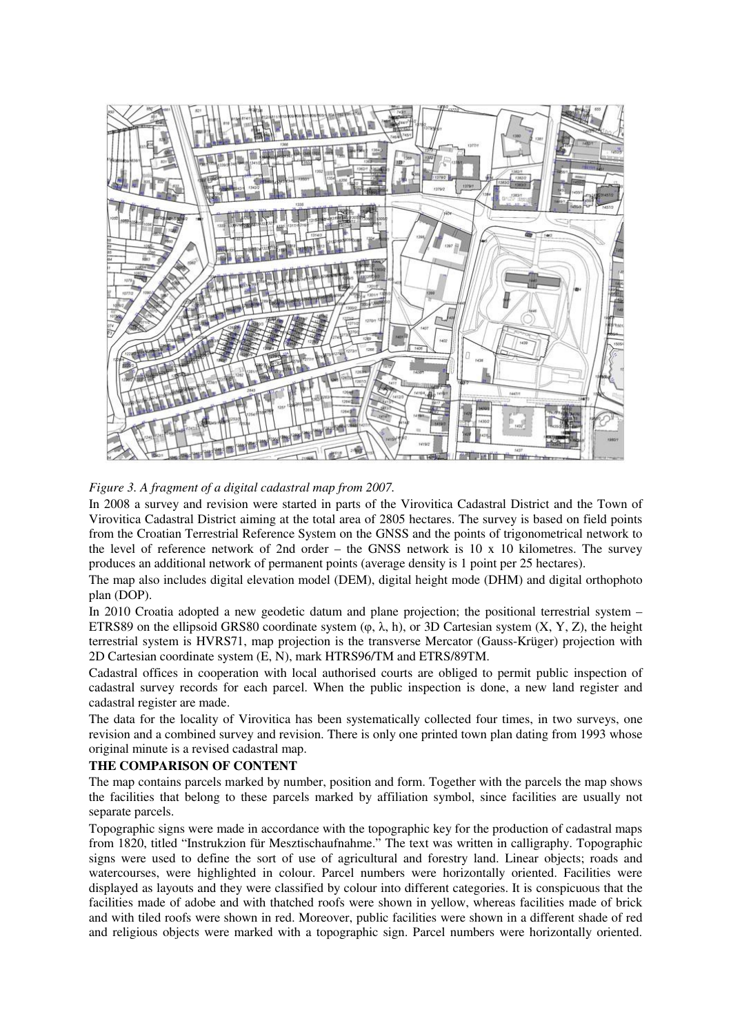*Figure 3. A fragment of a digital cadastral map from 2007.*

In 2008 a survey and revision were started in parts of the Virovitica Cadastral District and the Town of Virovitica Cadastral District aiming at the total area of 2805 hectares. The survey is based on field points from the Croatian Terrestrial Reference System on the GNSS and the points of trigonometrical network to the level of reference network of 2nd order – the GNSS network is 10 x 10 kilometres. The survey produces an additional network of permanent points (average density is 1 point per 25 hectares).

The map also includes digital elevation model (DEM), digital height mode (DHM) and digital orthophoto plan (DOP).

In 2010 Croatia adopted a new geodetic datum and plane projection; the positional terrestrial system – ETRS89 on the ellipsoid GRS80 coordinate system (φ, λ, h), or 3D Cartesian system (X, Y, Z), the height terrestrial system is HVRS71, map projection is the transverse Mercator (Gauss-Krüger) projection with 2D Cartesian coordinate system (E, N), mark HTRS96/TM and ETRS/89TM.

Cadastral offices in cooperation with local authorised courts are obliged to permit public inspection of cadastral survey records for each parcel. When the public inspection is done, a new land register and cadastral register are made.

The data for the locality of Virovitica has been systematically collected four times, in two surveys, one revision and a combined survey and revision. There is only one printed town plan dating from 1993 whose original minute is a revised cadastral map.

**THE COMPARISON OF CONTENT**

The map contains parcels marked by number, position and form. Together with the parcels the map shows the facilities that belong to these parcels marked by affiliation symbol, since facilities are usually not separate parcels.

Topographic signs were made in accordance with the topographic key for the production of cadastral maps from 1820, titled "Instrukzion für Mesztischaufnahme." The text was written in calligraphy. Topographic signs were used to define the sort of use of agricultural and forestry land. Linear objects; roads and watercourses, were highlighted in colour. Parcel numbers were horizontally oriented. Facilities were displayed as layouts and they were classified by colour into different categories. It is conspicuous that the facilities made of adobe and with thatched roofs were shown in yellow, whereas facilities made of brick and with tiled roofs were shown in red. Moreover, public facilities were shown in a different shade of red and religious objects were marked with a topographic sign. Parcel numbers were horizontally oriented.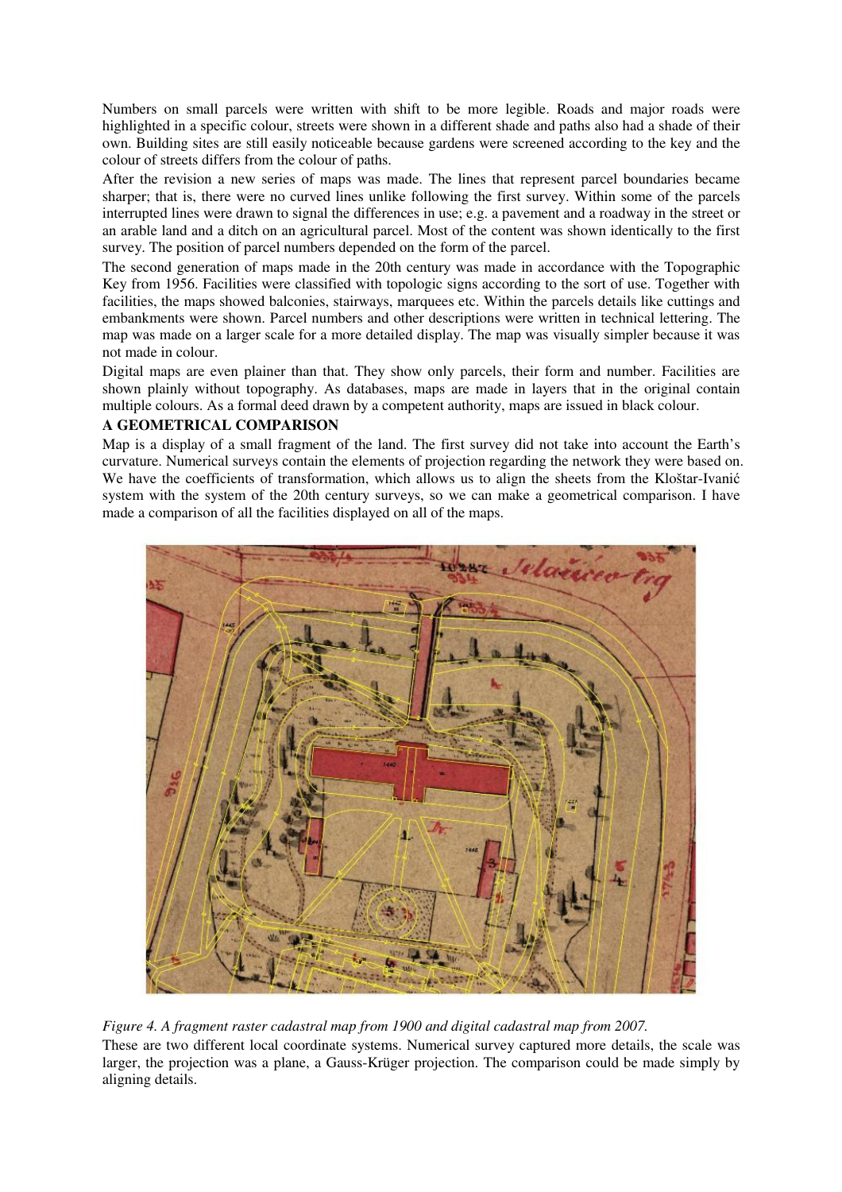Numbers on small parcels were written with shift to be more legible. Roads and major roads were highlighted in a specific colour, streets were shown in a different shade and paths also had a shade of their own. Building sites are still easily noticeable because gardens were screened according to the key and the colour of streets differs from the colour of paths.

After the revision a new series of maps was made. The lines that represent parcel boundaries became sharper; that is, there were no curved lines unlike following the first survey. Within some of the parcels interrupted lines were drawn to signal the differences in use; e.g. a pavement and a roadway in the street or an arable land and a ditch on an agricultural parcel. Most of the content was shown identically to the first survey. The position of parcel numbers depended on the form of the parcel.

The second generation of maps made in the 20th century was made in accordance with the Topographic Key from 1956. Facilities were classified with topologic signs according to the sort of use. Together with facilities, the maps showed balconies, stairways, marquees etc. Within the parcels details like cuttings and embankments were shown. Parcel numbers and other descriptions were written in technical lettering. The map was made on a larger scale for a more detailed display. The map was visually simpler because it was not made in colour.

Digital maps are even plainer than that. They show only parcels, their form and number. Facilities are shown plainly without topography. As databases, maps are made in layers that in the original contain multiple colours. As a formal deed drawn by a competent authority, maps are issued in black colour.

**A GEOMETRICAL COMPARISON**

Map is a display of a small fragment of the land. The first survey did not take into account the Earth's curvature. Numerical surveys contain the elements of projection regarding the network they were based on. We have the coefficients of transformation, which allows us to align the sheets from the Kloštar-Ivanić system with the system of the 20th century surveys, so we can make a geometrical comparison. I have made a comparison of all the facilities displayed on all of the maps.

*Figure 4. A fragment raster cadastral map from 1900 and digital cadastral map from 2007.*

These are two different local coordinate systems. Numerical survey captured more details, the scale was larger, the projection was a plane, a Gauss-Krüger projection. The comparison could be made simply by aligning details.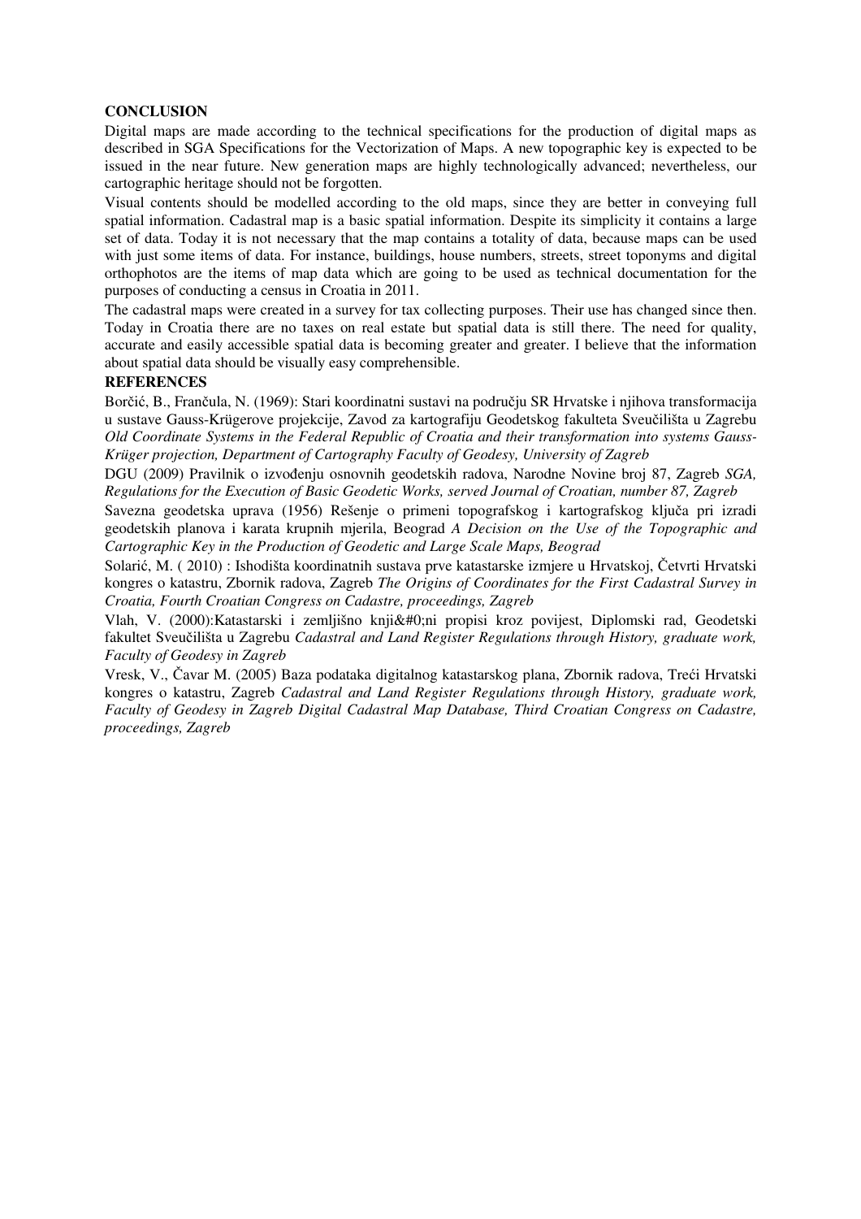**CONCLUSION**

Digital maps are made according to the technical specifications for the production of digital maps as described in SGA Specifications for the Vectorization of Maps. A new topographic key is expected to be issued in the near future. New generation maps are highly technologically advanced; nevertheless, our cartographic heritage should not be forgotten.

Visual contents should be modelled according to the old maps, since they are better in conveying full spatial information. Cadastral map is a basic spatial information. Despite its simplicity it contains a large set of data. Today it is not necessary that the map contains a totality of data, because maps can be used with just some items of data. For instance, buildings, house numbers, streets, street toponyms and digital orthophotos are the items of map data which are going to be used as technical documentation for the purposes of conducting a census in Croatia in 2011.

The cadastral maps were created in a survey for tax collecting purposes. Their use has changed since then. Today in Croatia there are no taxes on real estate but spatial data is still there. The need for quality, accurate and easily accessible spatial data is becoming greater and greater. I believe that the information about spatial data should be visually easy comprehensible.

**REFERENCES**

Borčić, B., Frančula, N. (1969): Stari koordinatni sustavi na području SR Hrvatske i njihova transformacija u sustave Gauss-Krügerove projekcije, Zavod za kartografiju Geodetskog fakulteta Sveučilišta u Zagrebu *Old Coordinate Systems in the Federal Republic of Croatia and their transformation into systems Gauss-Krüger projection, Department of Cartography Faculty of Geodesy, University of Zagreb*

DGU (2009) Pravilnik o izvođenju osnovnih geodetskih radova, Narodne Novine broj 87, Zagreb *SGA, Regulations for the Execution of Basic Geodetic Works, served Journal of Croatian, number 87, Zagreb*

Savezna geodetska uprava (1956) Rešenje o primeni topografskog i kartografskog ključa pri izradi geodetskih planova i karata krupnih mjerila, Beograd *A Decision on the Use of the Topographic and Cartographic Key in the Production of Geodetic and Large Scale Maps, Beograd*

Solarić, M. ( 2010) : Ishodišta koordinatnih sustava prve katastarske izmjere u Hrvatskoj, Četvrti Hrvatski kongres o katastru, Zbornik radova, Zagreb *The Origins of Coordinates for the First Cadastral Survey in Croatia, Fourth Croatian Congress on Cadastre, proceedings, Zagreb*

Vlah, V. (2000):Katastarski i zemljišno knji&#0;ni propisi kroz povijest, Diplomski rad, Geodetski fakultet Sveučilišta u Zagrebu *Cadastral and Land Register Regulations through History, graduate work, Faculty of Geodesy in Zagreb*

Vresk, V., Čavar M. (2005) Baza podataka digitalnog katastarskog plana, Zbornik radova, Treći Hrvatski kongres o katastru, Zagreb *Cadastral and Land Register Regulations through History, graduate work, Faculty of Geodesy in Zagreb Digital Cadastral Map Database, Third Croatian Congress on Cadastre, proceedings, Zagreb*